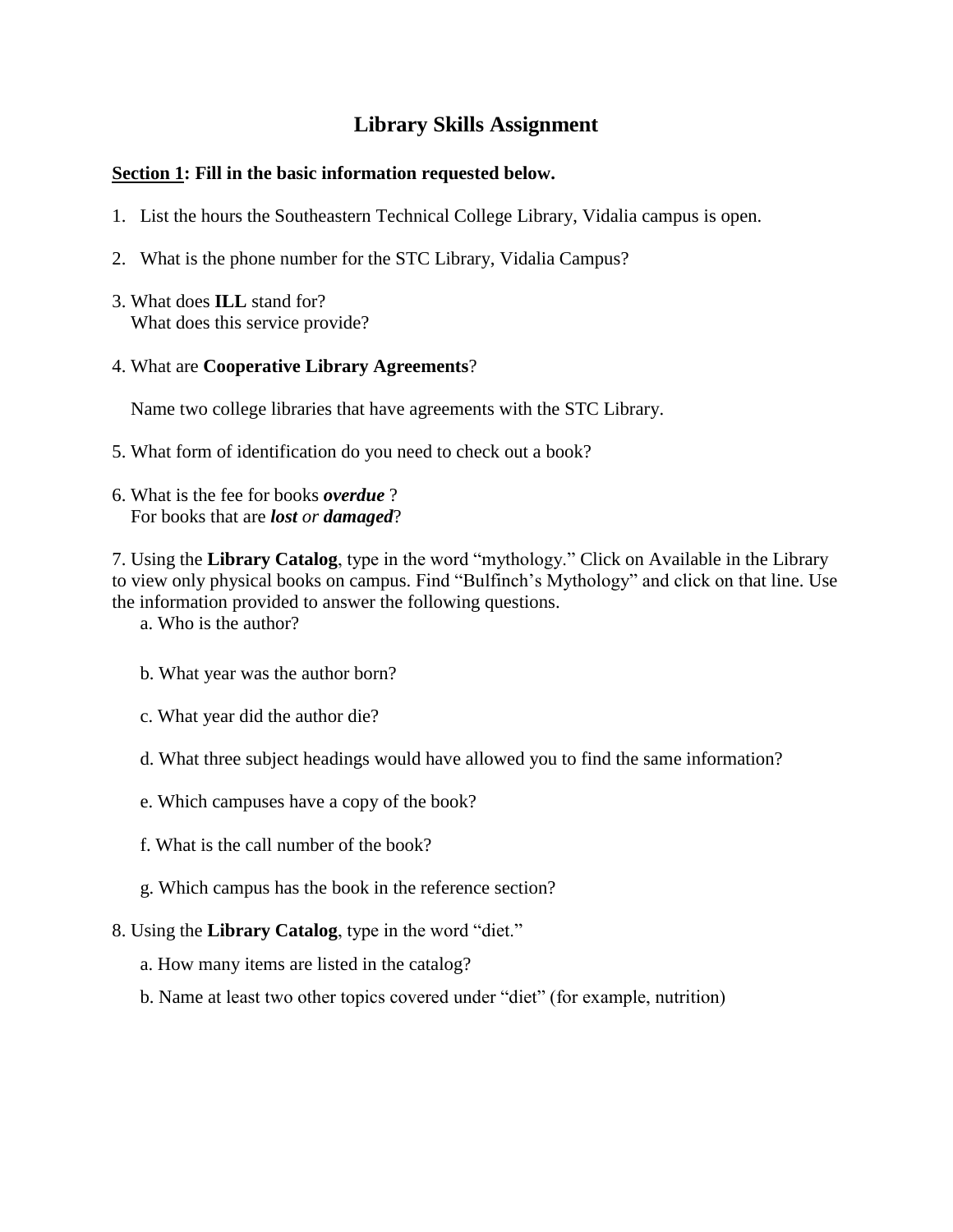# Library Skills Assignment

**<u>Section 1</u>: Fill in the basic information requested below.**

1. List the hours the Southeastern Technical College Library, Vidalia campus is open.

2. What is the phone number for the STC Library, Vidalia Campus?

3. What does **ILL** stand for?
   What does this service provide?

4. What are **Cooperative Library Agreements**?

   Name two college libraries that have agreements with the STC Library.

5. What form of identification do you need to check out a book?

6. What is the fee for books ***overdue*** ?
   For books that are ***lost*** *or* ***damaged***?

7. Using the **Library Catalog**, type in the word "mythology." Click on Available in the Library to view only physical books on campus. Find "Bulfinch's Mythology" and click on that line. Use the information provided to answer the following questions.

   a. Who is the author?

   b. What year was the author born?

   c. What year did the author die?

   d. What three subject headings would have allowed you to find the same information?

   e. Which campuses have a copy of the book?

   f. What is the call number of the book?

   g. Which campus has the book in the reference section?

8. Using the **Library Catalog**, type in the word "diet."

   a. How many items are listed in the catalog?

   b. Name at least two other topics covered under "diet" (for example, nutrition)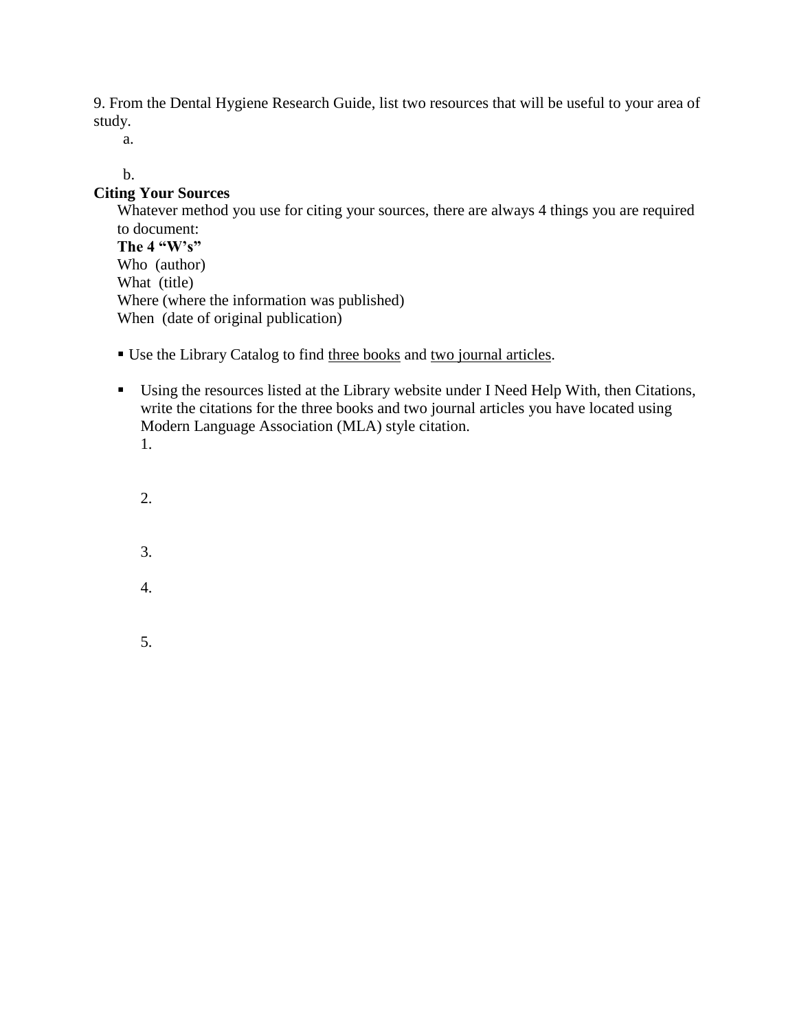9. From the Dental Hygiene Research Guide, list two resources that will be useful to your area of study.

a.

b.

**Citing Your Sources**

Whatever method you use for citing your sources, there are always 4 things you are required to document:

**The 4 "W's"**

Who (author)
What (title)
Where (where the information was published)
When (date of original publication)

- Use the Library Catalog to find <u>three books</u> and <u>two journal articles</u>.

- Using the resources listed at the Library website under I Need Help With, then Citations, write the citations for the three books and two journal articles you have located using Modern Language Association (MLA) style citation.

  1.

  2.

  3.

  4.

  5.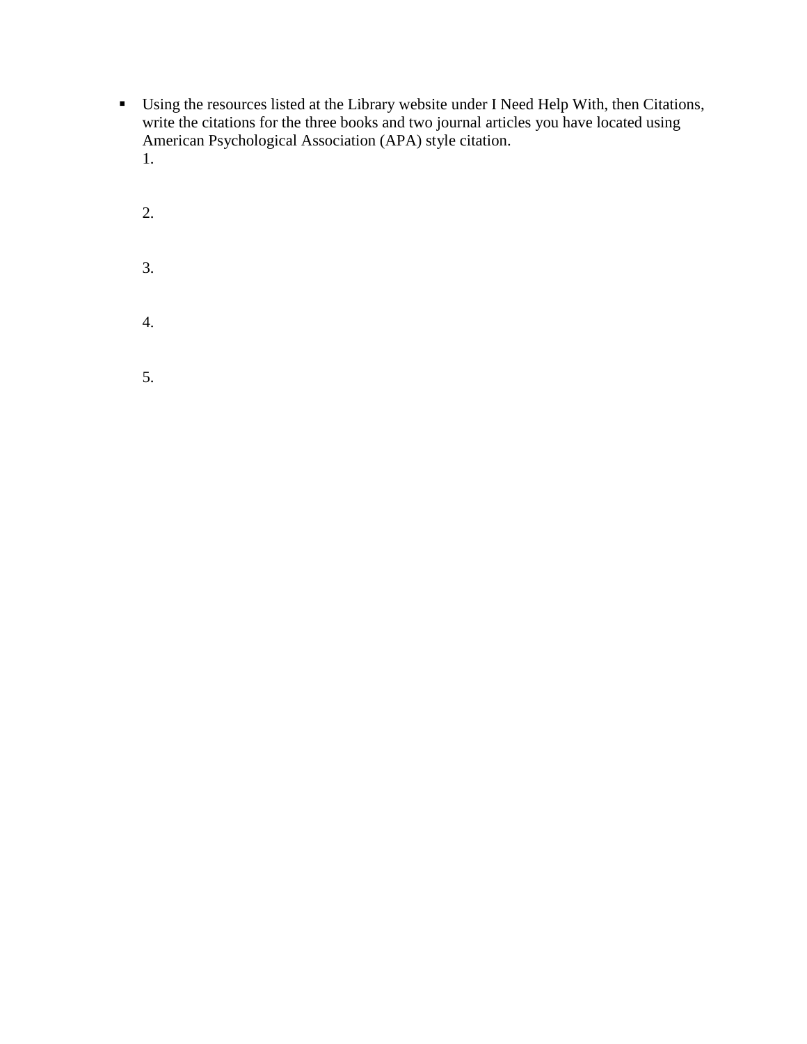- Using the resources listed at the Library website under I Need Help With, then Citations, write the citations for the three books and two journal articles you have located using American Psychological Association (APA) style citation.
  1.
  2.
  3.
  4.
  5.